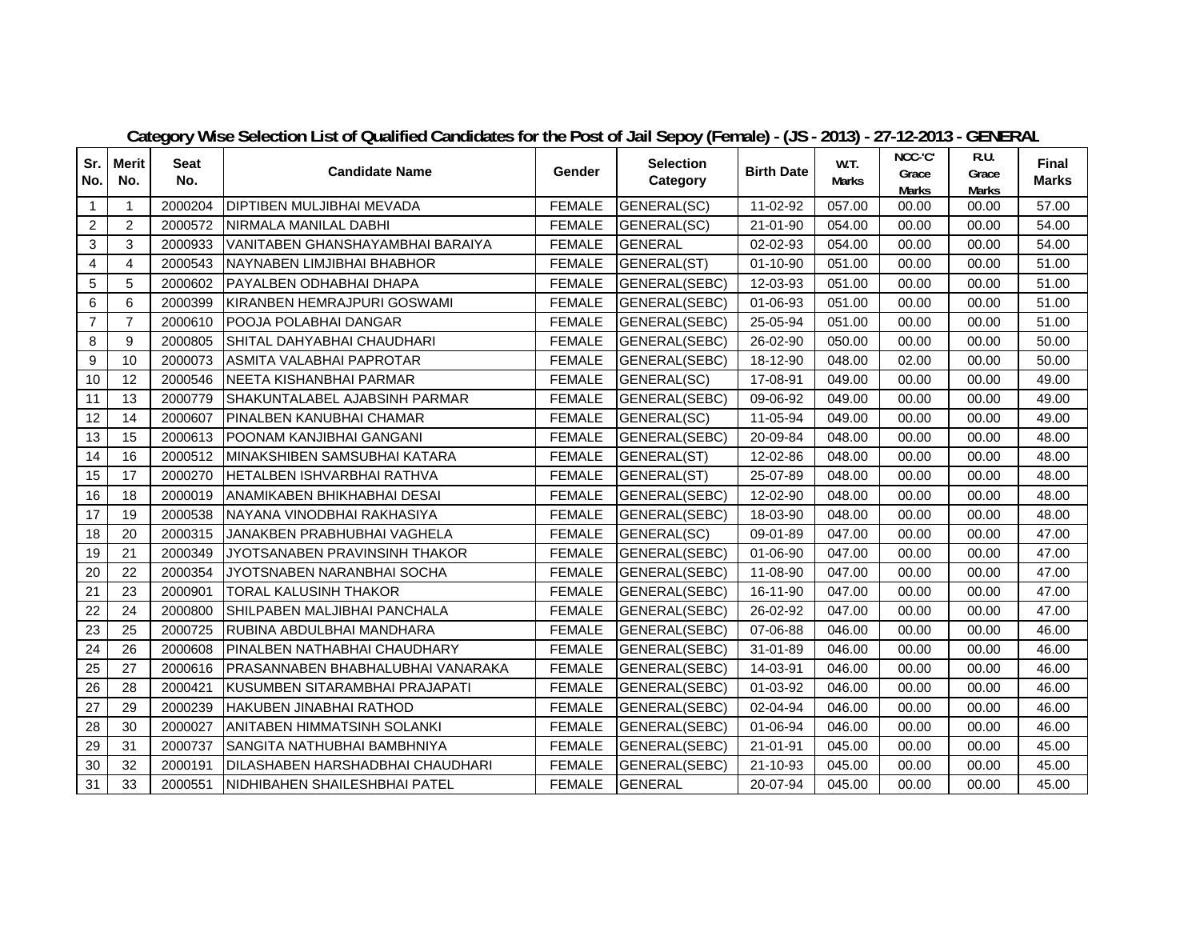**Category Wise Selection List of Qualified Candidates for the Post of Jail Sepoy (Female) - (JS - 2013) - 27-12-2013 - GENERAL**

| Sr. No. | Merit No. | Seat No. | Candidate Name | Gender | Selection Category | Birth Date | W.T. Marks | NCC-'C' Grace Marks | R.U. Grace Marks | Final Marks |
|---|---|---|---|---|---|---|---|---|---|---|
| 1 | 1 | 2000204 | DIPTIBEN MULJIBHAI MEVADA | FEMALE | GENERAL(SC) | 11-02-92 | 057.00 | 00.00 | 00.00 | 57.00 |
| 2 | 2 | 2000572 | NIRMALA MANILAL DABHI | FEMALE | GENERAL(SC) | 21-01-90 | 054.00 | 00.00 | 00.00 | 54.00 |
| 3 | 3 | 2000933 | VANITABEN GHANSHAYAMBHAI BARAIYA | FEMALE | GENERAL | 02-02-93 | 054.00 | 00.00 | 00.00 | 54.00 |
| 4 | 4 | 2000543 | NAYNABEN LIMJIBHAI BHABHOR | FEMALE | GENERAL(ST) | 01-10-90 | 051.00 | 00.00 | 00.00 | 51.00 |
| 5 | 5 | 2000602 | PAYALBEN ODHABHAI DHAPA | FEMALE | GENERAL(SEBC) | 12-03-93 | 051.00 | 00.00 | 00.00 | 51.00 |
| 6 | 6 | 2000399 | KIRANBEN HEMRAJPURI GOSWAMI | FEMALE | GENERAL(SEBC) | 01-06-93 | 051.00 | 00.00 | 00.00 | 51.00 |
| 7 | 7 | 2000610 | POOJA POLABHAI DANGAR | FEMALE | GENERAL(SEBC) | 25-05-94 | 051.00 | 00.00 | 00.00 | 51.00 |
| 8 | 9 | 2000805 | SHITAL DAHYABHAI CHAUDHARI | FEMALE | GENERAL(SEBC) | 26-02-90 | 050.00 | 00.00 | 00.00 | 50.00 |
| 9 | 10 | 2000073 | ASMITA VALABHAI PAPROTAR | FEMALE | GENERAL(SEBC) | 18-12-90 | 048.00 | 02.00 | 00.00 | 50.00 |
| 10 | 12 | 2000546 | NEETA KISHANBHAI PARMAR | FEMALE | GENERAL(SC) | 17-08-91 | 049.00 | 00.00 | 00.00 | 49.00 |
| 11 | 13 | 2000779 | SHAKUNTALABEL AJABSINH PARMAR | FEMALE | GENERAL(SEBC) | 09-06-92 | 049.00 | 00.00 | 00.00 | 49.00 |
| 12 | 14 | 2000607 | PINALBEN KANUBHAI CHAMAR | FEMALE | GENERAL(SC) | 11-05-94 | 049.00 | 00.00 | 00.00 | 49.00 |
| 13 | 15 | 2000613 | POONAM KANJIBHAI GANGANI | FEMALE | GENERAL(SEBC) | 20-09-84 | 048.00 | 00.00 | 00.00 | 48.00 |
| 14 | 16 | 2000512 | MINAKSHIBEN SAMSUBHAI KATARA | FEMALE | GENERAL(ST) | 12-02-86 | 048.00 | 00.00 | 00.00 | 48.00 |
| 15 | 17 | 2000270 | HETALBEN ISHVARBHAI RATHVA | FEMALE | GENERAL(ST) | 25-07-89 | 048.00 | 00.00 | 00.00 | 48.00 |
| 16 | 18 | 2000019 | ANAMIKABEN BHIKHABHAI DESAI | FEMALE | GENERAL(SEBC) | 12-02-90 | 048.00 | 00.00 | 00.00 | 48.00 |
| 17 | 19 | 2000538 | NAYANA VINODBHAI RAKHASIYA | FEMALE | GENERAL(SEBC) | 18-03-90 | 048.00 | 00.00 | 00.00 | 48.00 |
| 18 | 20 | 2000315 | JANAKBEN PRABHUBHAI VAGHELA | FEMALE | GENERAL(SC) | 09-01-89 | 047.00 | 00.00 | 00.00 | 47.00 |
| 19 | 21 | 2000349 | JYOTSANABEN PRAVINSINH THAKOR | FEMALE | GENERAL(SEBC) | 01-06-90 | 047.00 | 00.00 | 00.00 | 47.00 |
| 20 | 22 | 2000354 | JYOTSNABEN NARANBHAI SOCHA | FEMALE | GENERAL(SEBC) | 11-08-90 | 047.00 | 00.00 | 00.00 | 47.00 |
| 21 | 23 | 2000901 | TORAL KALUSINH THAKOR | FEMALE | GENERAL(SEBC) | 16-11-90 | 047.00 | 00.00 | 00.00 | 47.00 |
| 22 | 24 | 2000800 | SHILPABEN MALJIBHAI PANCHALA | FEMALE | GENERAL(SEBC) | 26-02-92 | 047.00 | 00.00 | 00.00 | 47.00 |
| 23 | 25 | 2000725 | RUBINA ABDULBHAI MANDHARA | FEMALE | GENERAL(SEBC) | 07-06-88 | 046.00 | 00.00 | 00.00 | 46.00 |
| 24 | 26 | 2000608 | PINALBEN NATHABHAI CHAUDHARY | FEMALE | GENERAL(SEBC) | 31-01-89 | 046.00 | 00.00 | 00.00 | 46.00 |
| 25 | 27 | 2000616 | PRASANNABEN BHABHALUBHAI VANARAKA | FEMALE | GENERAL(SEBC) | 14-03-91 | 046.00 | 00.00 | 00.00 | 46.00 |
| 26 | 28 | 2000421 | KUSUMBEN SITARAMBHAI PRAJAPATI | FEMALE | GENERAL(SEBC) | 01-03-92 | 046.00 | 00.00 | 00.00 | 46.00 |
| 27 | 29 | 2000239 | HAKUBEN JINABHAI RATHOD | FEMALE | GENERAL(SEBC) | 02-04-94 | 046.00 | 00.00 | 00.00 | 46.00 |
| 28 | 30 | 2000027 | ANITABEN HIMMATSINH SOLANKI | FEMALE | GENERAL(SEBC) | 01-06-94 | 046.00 | 00.00 | 00.00 | 46.00 |
| 29 | 31 | 2000737 | SANGITA NATHUBHAI BAMBHNIYA | FEMALE | GENERAL(SEBC) | 21-01-91 | 045.00 | 00.00 | 00.00 | 45.00 |
| 30 | 32 | 2000191 | DILASHABEN HARSHADBHAI CHAUDHARI | FEMALE | GENERAL(SEBC) | 21-10-93 | 045.00 | 00.00 | 00.00 | 45.00 |
| 31 | 33 | 2000551 | NIDHIBAHEN SHAILESHBHAI PATEL | FEMALE | GENERAL | 20-07-94 | 045.00 | 00.00 | 00.00 | 45.00 |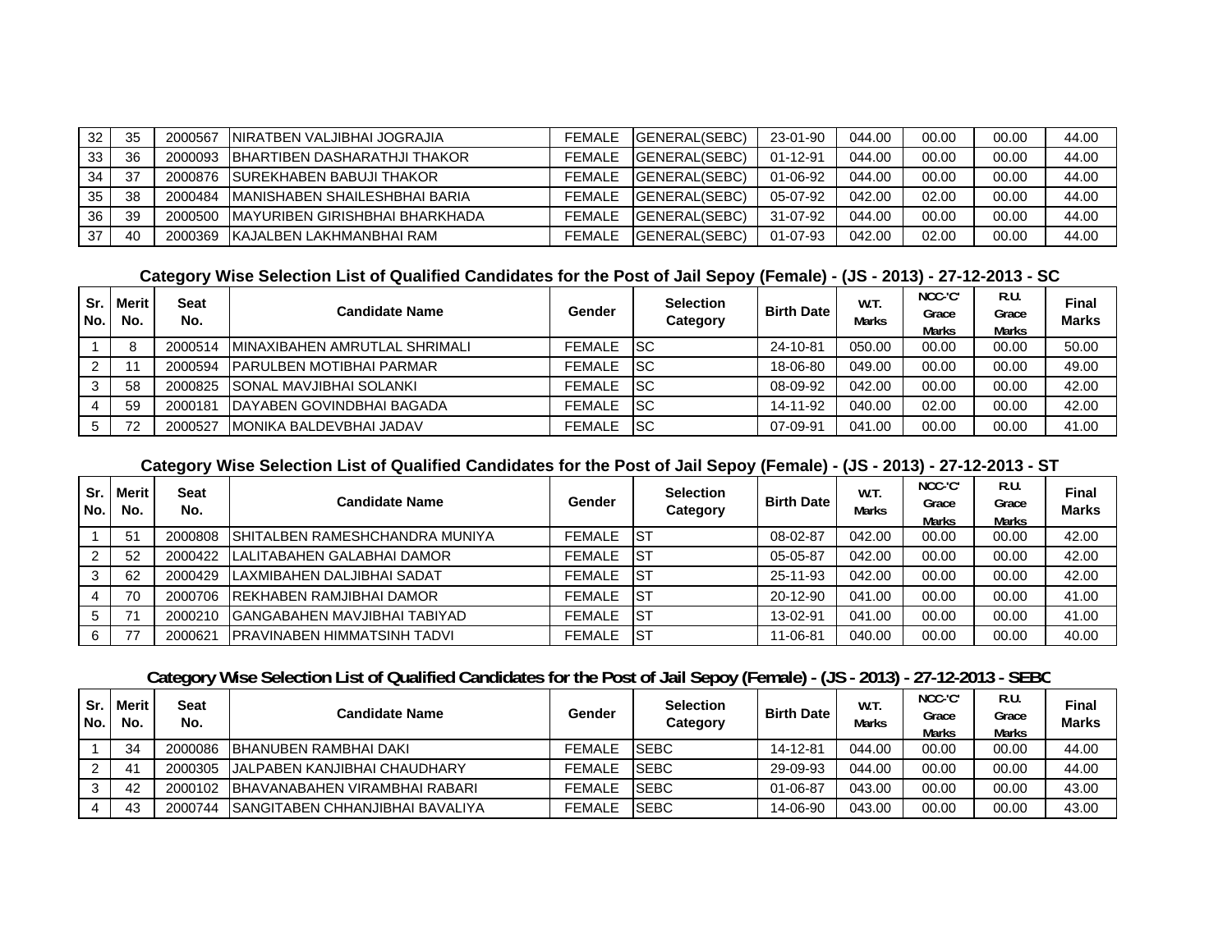| 32 | 35 | 2000567 | NIRATBEN VALJIBHAI JOGRAJIA | FEMALE | GENERAL(SEBC) | 23-01-90 | 044.00 | 00.00 | 00.00 | 44.00 |
|---|---|---|---|---|---|---|---|---|---|---|
| 33 | 36 | 2000093 | BHARTIBEN DASHARATHJI THAKOR | FEMALE | GENERAL(SEBC) | 01-12-91 | 044.00 | 00.00 | 00.00 | 44.00 |
| 34 | 37 | 2000876 | SUREKHABEN BABUJI THAKOR | FEMALE | GENERAL(SEBC) | 01-06-92 | 044.00 | 00.00 | 00.00 | 44.00 |
| 35 | 38 | 2000484 | MANISHABEN SHAILESHBHAI BARIA | FEMALE | GENERAL(SEBC) | 05-07-92 | 042.00 | 02.00 | 00.00 | 44.00 |
| 36 | 39 | 2000500 | MAYURIBEN GIRISHBHAI BHARKHADA | FEMALE | GENERAL(SEBC) | 31-07-92 | 044.00 | 00.00 | 00.00 | 44.00 |
| 37 | 40 | 2000369 | KAJALBEN LAKHMANBHAI RAM | FEMALE | GENERAL(SEBC) | 01-07-93 | 042.00 | 02.00 | 00.00 | 44.00 |

### Category Wise Selection List of Qualified Candidates for the Post of Jail Sepoy (Female) - (JS - 2013) - 27-12-2013 - SC

| Sr. No. | Merit No. | Seat No. | Candidate Name | Gender | Selection Category | Birth Date | W.T. Marks | NCC-'C' Grace Marks | R.U. Grace Marks | Final Marks |
|---|---|---|---|---|---|---|---|---|---|---|
| 1 | 8 | 2000514 | MINAXIBAHEN AMRUTLAL SHRIMALI | FEMALE | SC | 24-10-81 | 050.00 | 00.00 | 00.00 | 50.00 |
| 2 | 11 | 2000594 | PARULBEN MOTIBHAI PARMAR | FEMALE | SC | 18-06-80 | 049.00 | 00.00 | 00.00 | 49.00 |
| 3 | 58 | 2000825 | SONAL MAVJIBHAI SOLANKI | FEMALE | SC | 08-09-92 | 042.00 | 00.00 | 00.00 | 42.00 |
| 4 | 59 | 2000181 | DAYABEN GOVINDBHAI BAGADA | FEMALE | SC | 14-11-92 | 040.00 | 02.00 | 00.00 | 42.00 |
| 5 | 72 | 2000527 | MONIKA BALDEVBHAI JADAV | FEMALE | SC | 07-09-91 | 041.00 | 00.00 | 00.00 | 41.00 |

### Category Wise Selection List of Qualified Candidates for the Post of Jail Sepoy (Female) - (JS - 2013) - 27-12-2013 - ST

| Sr. No. | Merit No. | Seat No. | Candidate Name | Gender | Selection Category | Birth Date | W.T. Marks | NCC-'C' Grace Marks | R.U. Grace Marks | Final Marks |
|---|---|---|---|---|---|---|---|---|---|---|
| 1 | 51 | 2000808 | SHITALBEN RAMESHCHANDRA MUNIYA | FEMALE | ST | 08-02-87 | 042.00 | 00.00 | 00.00 | 42.00 |
| 2 | 52 | 2000422 | LALITABAHEN GALABHAI DAMOR | FEMALE | ST | 05-05-87 | 042.00 | 00.00 | 00.00 | 42.00 |
| 3 | 62 | 2000429 | LAXMIBAHEN DALJIBHAI SADAT | FEMALE | ST | 25-11-93 | 042.00 | 00.00 | 00.00 | 42.00 |
| 4 | 70 | 2000706 | REKHABEN RAMJIBHAI DAMOR | FEMALE | ST | 20-12-90 | 041.00 | 00.00 | 00.00 | 41.00 |
| 5 | 71 | 2000210 | GANGABAHEN MAVJIBHAI TABIYAD | FEMALE | ST | 13-02-91 | 041.00 | 00.00 | 00.00 | 41.00 |
| 6 | 77 | 2000621 | PRAVINABEN HIMMATSINH TADVI | FEMALE | ST | 11-06-81 | 040.00 | 00.00 | 00.00 | 40.00 |

### Category Wise Selection List of Qualified Candidates for the Post of Jail Sepoy (Female) - (JS - 2013) - 27-12-2013 - SEBC

| Sr. No. | Merit No. | Seat No. | Candidate Name | Gender | Selection Category | Birth Date | W.T. Marks | NCC-'C' Grace Marks | R.U. Grace Marks | Final Marks |
|---|---|---|---|---|---|---|---|---|---|---|
| 1 | 34 | 2000086 | BHANUBEN RAMBHAI DAKI | FEMALE | SEBC | 14-12-81 | 044.00 | 00.00 | 00.00 | 44.00 |
| 2 | 41 | 2000305 | JALPABEN KANJIBHAI CHAUDHARY | FEMALE | SEBC | 29-09-93 | 044.00 | 00.00 | 00.00 | 44.00 |
| 3 | 42 | 2000102 | BHAVANABAHEN VIRAMBHAI RABARI | FEMALE | SEBC | 01-06-87 | 043.00 | 00.00 | 00.00 | 43.00 |
| 4 | 43 | 2000744 | SANGITABEN CHHANJIBHAI BAVALIYA | FEMALE | SEBC | 14-06-90 | 043.00 | 00.00 | 00.00 | 43.00 |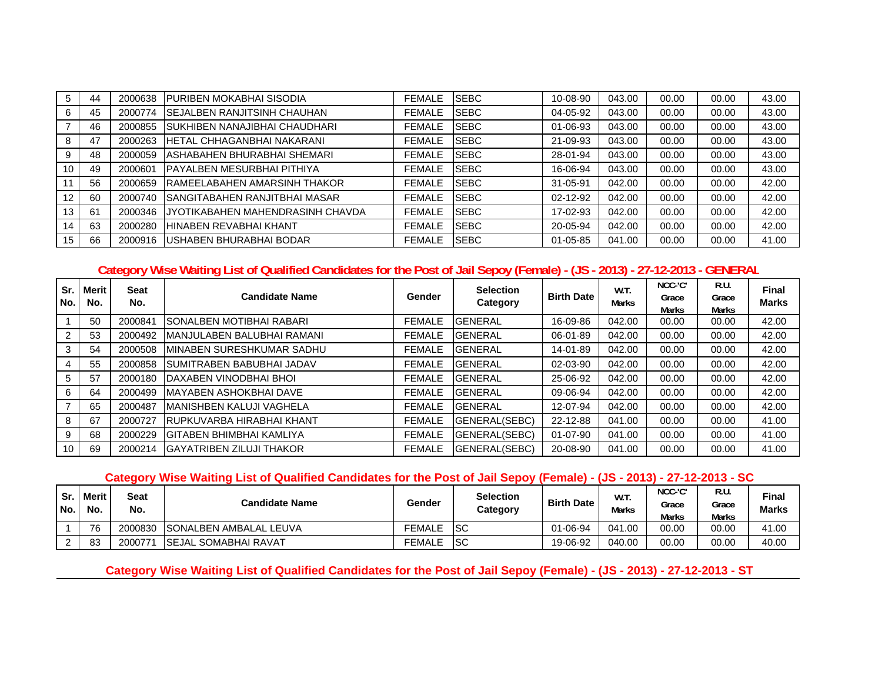| Sr. No. | Merit No. | Seat No. | Candidate Name | Gender | Selection Category | Birth Date | W.T. Marks | NCC-'C' Grace Marks | R.U. Grace Marks | Final Marks |
|---|---|---|---|---|---|---|---|---|---|---|
| 5 | 44 | 2000638 | PURIBEN MOKABHAI SISODIA | FEMALE | SEBC | 10-08-90 | 043.00 | 00.00 | 00.00 | 43.00 |
| 6 | 45 | 2000774 | SEJALBEN RANJITSINH CHAUHAN | FEMALE | SEBC | 04-05-92 | 043.00 | 00.00 | 00.00 | 43.00 |
| 7 | 46 | 2000855 | SUKHIBEN NANAJIBHAI CHAUDHARI | FEMALE | SEBC | 01-06-93 | 043.00 | 00.00 | 00.00 | 43.00 |
| 8 | 47 | 2000263 | HETAL CHHAGANBHAI NAKARANI | FEMALE | SEBC | 21-09-93 | 043.00 | 00.00 | 00.00 | 43.00 |
| 9 | 48 | 2000059 | ASHABAHEN BHURABHAI SHEMARI | FEMALE | SEBC | 28-01-94 | 043.00 | 00.00 | 00.00 | 43.00 |
| 10 | 49 | 2000601 | PAYALBEN MESURBHAI PITHIYA | FEMALE | SEBC | 16-06-94 | 043.00 | 00.00 | 00.00 | 43.00 |
| 11 | 56 | 2000659 | RAMEELABAHEN AMARSINH THAKOR | FEMALE | SEBC | 31-05-91 | 042.00 | 00.00 | 00.00 | 42.00 |
| 12 | 60 | 2000740 | SANGITABAHEN RANJITBHAI MASAR | FEMALE | SEBC | 02-12-92 | 042.00 | 00.00 | 00.00 | 42.00 |
| 13 | 61 | 2000346 | JYOTIKABAHEN MAHENDRASINH CHAVDA | FEMALE | SEBC | 17-02-93 | 042.00 | 00.00 | 00.00 | 42.00 |
| 14 | 63 | 2000280 | HINABEN REVABHAI KHANT | FEMALE | SEBC | 20-05-94 | 042.00 | 00.00 | 00.00 | 42.00 |
| 15 | 66 | 2000916 | USHABEN BHURABHAI BODAR | FEMALE | SEBC | 01-05-85 | 041.00 | 00.00 | 00.00 | 41.00 |

## Category Wise Waiting List of Qualified Candidates for the Post of Jail Sepoy (Female) - (JS - 2013) - 27-12-2013 - GENERAL

| Sr. No. | Merit No. | Seat No. | Candidate Name | Gender | Selection Category | Birth Date | W.T. Marks | NCC-'C' Grace Marks | R.U. Grace Marks | Final Marks |
|---|---|---|---|---|---|---|---|---|---|---|
| 1 | 50 | 2000841 | SONALBEN MOTIBHAI RABARI | FEMALE | GENERAL | 16-09-86 | 042.00 | 00.00 | 00.00 | 42.00 |
| 2 | 53 | 2000492 | MANJULABEN BALUBHAI RAMANI | FEMALE | GENERAL | 06-01-89 | 042.00 | 00.00 | 00.00 | 42.00 |
| 3 | 54 | 2000508 | MINABEN SURESHKUMAR SADHU | FEMALE | GENERAL | 14-01-89 | 042.00 | 00.00 | 00.00 | 42.00 |
| 4 | 55 | 2000858 | SUMITRABEN BABUBHAI JADAV | FEMALE | GENERAL | 02-03-90 | 042.00 | 00.00 | 00.00 | 42.00 |
| 5 | 57 | 2000180 | DAXABEN VINODBHAI BHOI | FEMALE | GENERAL | 25-06-92 | 042.00 | 00.00 | 00.00 | 42.00 |
| 6 | 64 | 2000499 | MAYABEN ASHOKBHAI DAVE | FEMALE | GENERAL | 09-06-94 | 042.00 | 00.00 | 00.00 | 42.00 |
| 7 | 65 | 2000487 | MANISHBEN KALUJI VAGHELA | FEMALE | GENERAL | 12-07-94 | 042.00 | 00.00 | 00.00 | 42.00 |
| 8 | 67 | 2000727 | RUPKUVARBA HIRABHAI KHANT | FEMALE | GENERAL(SEBC) | 22-12-88 | 041.00 | 00.00 | 00.00 | 41.00 |
| 9 | 68 | 2000229 | GITABEN BHIMBHAI KAMLIYA | FEMALE | GENERAL(SEBC) | 01-07-90 | 041.00 | 00.00 | 00.00 | 41.00 |
| 10 | 69 | 2000214 | GAYATRIBEN ZILUJI THAKOR | FEMALE | GENERAL(SEBC) | 20-08-90 | 041.00 | 00.00 | 00.00 | 41.00 |

## Category Wise Waiting List of Qualified Candidates for the Post of Jail Sepoy (Female) - (JS - 2013) - 27-12-2013 - SC

| Sr. No. | Merit No. | Seat No. | Candidate Name | Gender | Selection Category | Birth Date | W.T. Marks | NCC-'C' Grace Marks | R.U. Grace Marks | Final Marks |
|---|---|---|---|---|---|---|---|---|---|---|
| 1 | 76 | 2000830 | SONALBEN AMBALAL LEUVA | FEMALE | SC | 01-06-94 | 041.00 | 00.00 | 00.00 | 41.00 |
| 2 | 83 | 2000771 | SEJAL SOMABHAI RAVAT | FEMALE | SC | 19-06-92 | 040.00 | 00.00 | 00.00 | 40.00 |

## Category Wise Waiting List of Qualified Candidates for the Post of Jail Sepoy (Female) - (JS - 2013) - 27-12-2013 - ST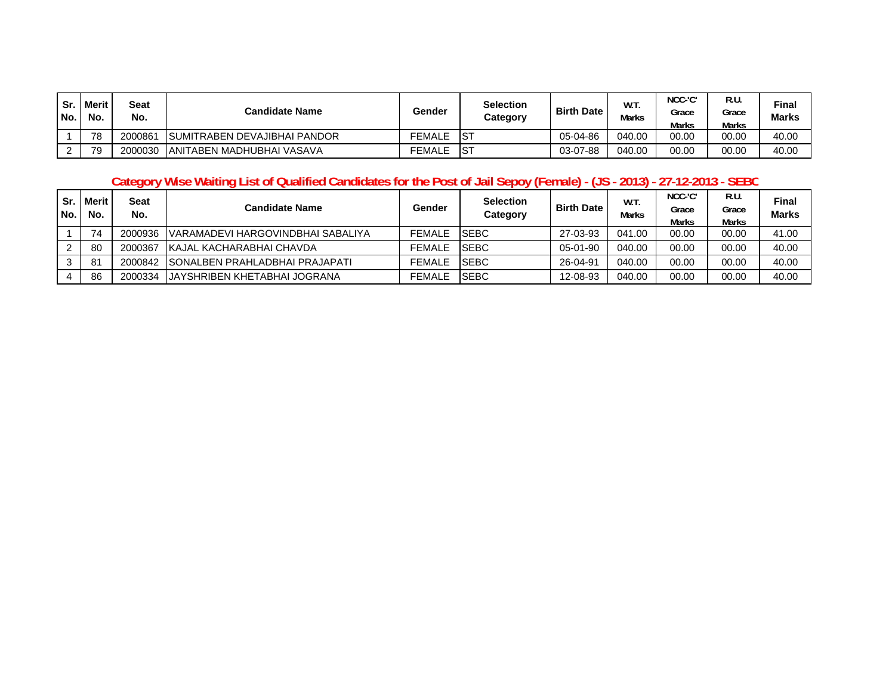| Sr. No. | Merit No. | Seat No. | Candidate Name | Gender | Selection Category | Birth Date | W.T. Marks | NCC-'C' Grace Marks | R.U. Grace Marks | Final Marks |
|---|---|---|---|---|---|---|---|---|---|---|
| 1 | 78 | 2000861 | SUMITRABEN DEVAJIBHAI PANDOR | FEMALE | ST | 05-04-86 | 040.00 | 00.00 | 00.00 | 40.00 |
| 2 | 79 | 2000030 | ANITABEN MADHUBHAI VASAVA | FEMALE | ST | 03-07-88 | 040.00 | 00.00 | 00.00 | 40.00 |

## Category Wise Waiting List of Qualified Candidates for the Post of Jail Sepoy (Female) - (JS - 2013) - 27-12-2013 - SEBC

| Sr. No. | Merit No. | Seat No. | Candidate Name | Gender | Selection Category | Birth Date | W.T. Marks | NCC-'C' Grace Marks | R.U. Grace Marks | Final Marks |
|---|---|---|---|---|---|---|---|---|---|---|
| 1 | 74 | 2000936 | VARAMADEVI HARGOVINDBHAI SABALIYA | FEMALE | SEBC | 27-03-93 | 041.00 | 00.00 | 00.00 | 41.00 |
| 2 | 80 | 2000367 | KAJAL KACHARABHAI CHAVDA | FEMALE | SEBC | 05-01-90 | 040.00 | 00.00 | 00.00 | 40.00 |
| 3 | 81 | 2000842 | SONALBEN PRAHLADBHAI PRAJAPATI | FEMALE | SEBC | 26-04-91 | 040.00 | 00.00 | 00.00 | 40.00 |
| 4 | 86 | 2000334 | JAYSHRIBEN KHETABHAI JOGRANA | FEMALE | SEBC | 12-08-93 | 040.00 | 00.00 | 00.00 | 40.00 |